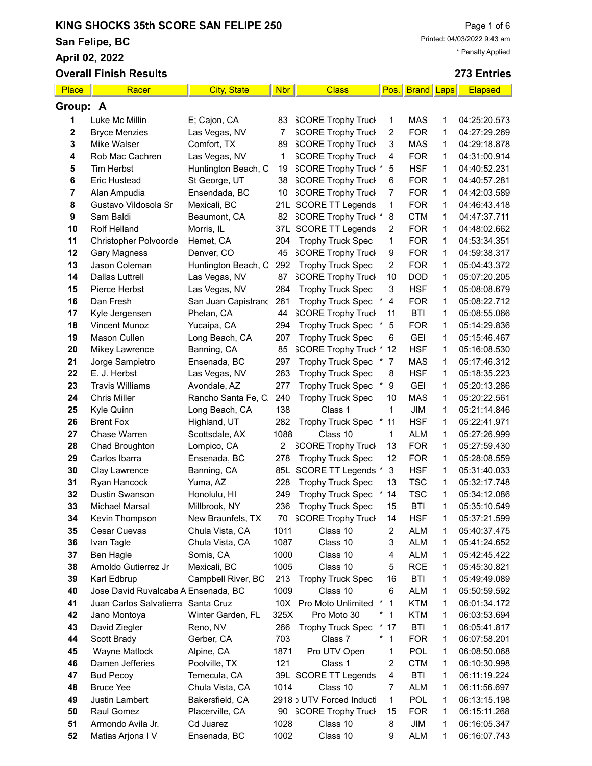# KING SHOCKS 35th SCORE SAN FELIPE 250

**San Felipe, BC**

**April 02, 2022**

**Overall Finish Results**

Printed: 04/03/2022 9:43 am

\* Penalty Applied

**273 Entries**

**Group: A**

| Place | Racer | City, State | Nbr | Class | | Pos. | Brand | Laps | Elapsed |
|---|---|---|---|---|---|---|---|---|---|
| 1 | Luke Mc Millin | E; Cajon, CA | 83 | SCORE Trophy Truck | | 1 | MAS | 1 | 04:25:20.573 |
| 2 | Bryce Menzies | Las Vegas, NV | 7 | SCORE Trophy Truck | | 2 | FOR | 1 | 04:27:29.269 |
| 3 | Mike Walser | Comfort, TX | 89 | SCORE Trophy Truck | | 3 | MAS | 1 | 04:29:18.878 |
| 4 | Rob Mac Cachren | Las Vegas, NV | 1 | SCORE Trophy Truck | | 4 | FOR | 1 | 04:31:00.914 |
| 5 | Tim Herbst | Huntington Beach, C | 19 | SCORE Trophy Truck | * | 5 | HSF | 1 | 04:40:52.231 |
| 6 | Eric Hustead | St George, UT | 38 | SCORE Trophy Truck | | 6 | FOR | 1 | 04:40:57.281 |
| 7 | Alan Ampudia | Ensendada, BC | 10 | SCORE Trophy Truck | | 7 | FOR | 1 | 04:42:03.589 |
| 8 | Gustavo Vildosola Sr | Mexicali, BC | 21L | SCORE TT Legends | | 1 | FOR | 1 | 04:46:43.418 |
| 9 | Sam Baldi | Beaumont, CA | 82 | SCORE Trophy Truck | * | 8 | CTM | 1 | 04:47:37.711 |
| 10 | Rolf Helland | Morris, IL | 37L | SCORE TT Legends | | 2 | FOR | 1 | 04:48:02.662 |
| 11 | Christopher Polvoorde | Hemet, CA | 204 | Trophy Truck Spec | | 1 | FOR | 1 | 04:53:34.351 |
| 12 | Gary Magness | Denver, CO | 45 | SCORE Trophy Truck | | 9 | FOR | 1 | 04:59:38.317 |
| 13 | Jason Coleman | Huntington Beach, C | 292 | Trophy Truck Spec | | 2 | FOR | 1 | 05:04:43.372 |
| 14 | Dallas Luttrell | Las Vegas, NV | 87 | SCORE Trophy Truck | | 10 | DOD | 1 | 05:07:20.205 |
| 15 | Pierce Herbst | Las Vegas, NV | 264 | Trophy Truck Spec | | 3 | HSF | 1 | 05:08:08.679 |
| 16 | Dan Fresh | San Juan Capistranc | 261 | Trophy Truck Spec | * | 4 | FOR | 1 | 05:08:22.712 |
| 17 | Kyle Jergensen | Phelan, CA | 44 | SCORE Trophy Truck | | 11 | BTI | 1 | 05:08:55.066 |
| 18 | Vincent Munoz | Yucaipa, CA | 294 | Trophy Truck Spec | * | 5 | FOR | 1 | 05:14:29.836 |
| 19 | Mason Cullen | Long Beach, CA | 207 | Trophy Truck Spec | | 6 | GEI | 1 | 05:15:46.467 |
| 20 | Mikey Lawrence | Banning, CA | 85 | SCORE Trophy Truck | * | 12 | HSF | 1 | 05:16:08.530 |
| 21 | Jorge Sampietro | Ensenada, BC | 297 | Trophy Truck Spec | * | 7 | MAS | 1 | 05:17:46.312 |
| 22 | E. J. Herbst | Las Vegas, NV | 263 | Trophy Truck Spec | | 8 | HSF | 1 | 05:18:35.223 |
| 23 | Travis Williams | Avondale, AZ | 277 | Trophy Truck Spec | * | 9 | GEI | 1 | 05:20:13.286 |
| 24 | Chris Miller | Rancho Santa Fe, C. | 240 | Trophy Truck Spec | | 10 | MAS | 1 | 05:20:22.561 |
| 25 | Kyle Quinn | Long Beach, CA | 138 | Class 1 | | 1 | JIM | 1 | 05:21:14.846 |
| 26 | Brent Fox | Highland, UT | 282 | Trophy Truck Spec | * | 11 | HSF | 1 | 05:22:41.971 |
| 27 | Chase Warren | Scottsdale, AX | 1088 | Class 10 | | 1 | ALM | 1 | 05:27:26.999 |
| 28 | Chad Broughton | Lompico, CA | 2 | SCORE Trophy Truck | | 13 | FOR | 1 | 05:27:59.430 |
| 29 | Carlos Ibarra | Ensenada, BC | 278 | Trophy Truck Spec | | 12 | FOR | 1 | 05:28:08.559 |
| 30 | Clay Lawrence | Banning, CA | 85L | SCORE TT Legends | * | 3 | HSF | 1 | 05:31:40.033 |
| 31 | Ryan Hancock | Yuma, AZ | 228 | Trophy Truck Spec | | 13 | TSC | 1 | 05:32:17.748 |
| 32 | Dustin Swanson | Honolulu, HI | 249 | Trophy Truck Spec | * | 14 | TSC | 1 | 05:34:12.086 |
| 33 | Michael Marsal | Millbrook, NY | 236 | Trophy Truck Spec | | 15 | BTI | 1 | 05:35:10.549 |
| 34 | Kevin Thompson | New Braunfels, TX | 70 | SCORE Trophy Truck | | 14 | HSF | 1 | 05:37:21.599 |
| 35 | Cesar Cuevas | Chula Vista, CA | 1011 | Class 10 | | 2 | ALM | 1 | 05:40:37.475 |
| 36 | Ivan Tagle | Chula Vista, CA | 1087 | Class 10 | | 3 | ALM | 1 | 05:41:24.652 |
| 37 | Ben Hagle | Somis, CA | 1000 | Class 10 | | 4 | ALM | 1 | 05:42:45.422 |
| 38 | Arnoldo Gutierrez Jr | Mexicali, BC | 1005 | Class 10 | | 5 | RCE | 1 | 05:45:30.821 |
| 39 | Karl Edbrup | Campbell River, BC | 213 | Trophy Truck Spec | | 16 | BTI | 1 | 05:49:49.089 |
| 40 | Jose David Ruvalcaba A | Ensenada, BC | 1009 | Class 10 | | 6 | ALM | 1 | 05:50:59.592 |
| 41 | Juan Carlos Salvatierra | Santa Cruz | 10X | Pro Moto Unlimited | * | 1 | KTM | 1 | 06:01:34.172 |
| 42 | Jano Montoya | Winter Garden, FL | 325X | Pro Moto 30 | * | 1 | KTM | 1 | 06:03:53.694 |
| 43 | David Ziegler | Reno, NV | 266 | Trophy Truck Spec | * | 17 | BTI | 1 | 06:05:41.817 |
| 44 | Scott Brady | Gerber, CA | 703 | Class 7 | * | 1 | FOR | 1 | 06:07:58.201 |
| 45 | Wayne Matlock | Alpine, CA | 1871 | Pro UTV Open | | 1 | POL | 1 | 06:08:50.068 |
| 46 | Damen Jefferies | Poolville, TX | 121 | Class 1 | | 2 | CTM | 1 | 06:10:30.998 |
| 47 | Bud Pecoy | Temecula, CA | 39L | SCORE TT Legends | | 4 | BTI | 1 | 06:11:19.224 |
| 48 | Bruce Yee | Chula Vista, CA | 1014 | Class 10 | | 7 | ALM | 1 | 06:11:56.697 |
| 49 | Justin Lambert | Bakersfield, CA | 2918 | › UTV Forced Inducti | | 1 | POL | 1 | 06:13:15.198 |
| 50 | Raul Gomez | Placerville, CA | 90 | SCORE Trophy Truck | | 15 | FOR | 1 | 06:15:11.268 |
| 51 | Armondo Avila Jr. | Cd Juarez | 1028 | Class 10 | | 8 | JIM | 1 | 06:16:05.347 |
| 52 | Matias Arjona I V | Ensenada, BC | 1002 | Class 10 | | 9 | ALM | 1 | 06:16:07.743 |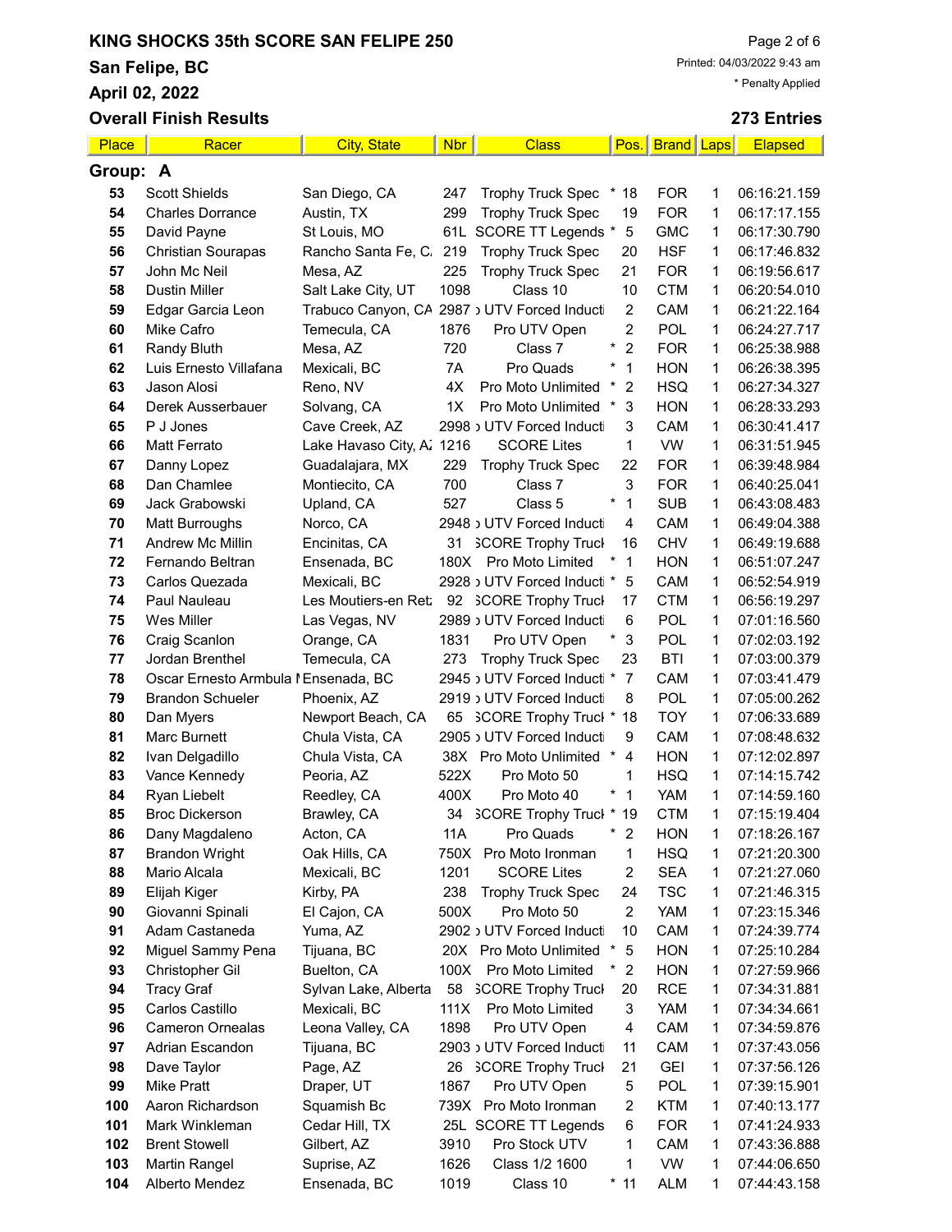# KING SHOCKS 35th SCORE SAN FELIPE 250

**San Felipe, BC**

**April 02, 2022**

**Overall Finish Results**

Printed: 04/03/2022 9:43 am

\* Penalty Applied

**273 Entries**

| Place | Racer | City, State | Nbr | Class | Pos. | Brand | Laps | Elapsed |
|---|---|---|---|---|---|---|---|---|
| **Group: A** | | | | | | | | |
| 53 | Scott Shields | San Diego, CA | 247 | Trophy Truck Spec | * 18 | FOR | 1 | 06:16:21.159 |
| 54 | Charles Dorrance | Austin, TX | 299 | Trophy Truck Spec | 19 | FOR | 1 | 06:17:17.155 |
| 55 | David Payne | St Louis, MO | 61L | SCORE TT Legends | * 5 | GMC | 1 | 06:17:30.790 |
| 56 | Christian Sourapas | Rancho Santa Fe, C. | 219 | Trophy Truck Spec | 20 | HSF | 1 | 06:17:46.832 |
| 57 | John Mc Neil | Mesa, AZ | 225 | Trophy Truck Spec | 21 | FOR | 1 | 06:19:56.617 |
| 58 | Dustin Miller | Salt Lake City, UT | 1098 | Class 10 | 10 | CTM | 1 | 06:20:54.010 |
| 59 | Edgar Garcia Leon | Trabuco Canyon, CA | 2987 | UTV Forced Inducti | 2 | CAM | 1 | 06:21:22.164 |
| 60 | Mike Cafro | Temecula, CA | 1876 | Pro UTV Open | 2 | POL | 1 | 06:24:27.717 |
| 61 | Randy Bluth | Mesa, AZ | 720 | Class 7 | * 2 | FOR | 1 | 06:25:38.988 |
| 62 | Luis Ernesto Villafana | Mexicali, BC | 7A | Pro Quads | * 1 | HON | 1 | 06:26:38.395 |
| 63 | Jason Alosi | Reno, NV | 4X | Pro Moto Unlimited | * 2 | HSQ | 1 | 06:27:34.327 |
| 64 | Derek Ausserbauer | Solvang, CA | 1X | Pro Moto Unlimited | * 3 | HON | 1 | 06:28:33.293 |
| 65 | P J Jones | Cave Creek, AZ | 2998 | UTV Forced Inducti | 3 | CAM | 1 | 06:30:41.417 |
| 66 | Matt Ferrato | Lake Havaso City, A | 1216 | SCORE Lites | 1 | VW | 1 | 06:31:51.945 |
| 67 | Danny Lopez | Guadalajara, MX | 229 | Trophy Truck Spec | 22 | FOR | 1 | 06:39:48.984 |
| 68 | Dan Chamlee | Montiecito, CA | 700 | Class 7 | 3 | FOR | 1 | 06:40:25.041 |
| 69 | Jack Grabowski | Upland, CA | 527 | Class 5 | * 1 | SUB | 1 | 06:43:08.483 |
| 70 | Matt Burroughs | Norco, CA | 2948 | UTV Forced Inducti | 4 | CAM | 1 | 06:49:04.388 |
| 71 | Andrew Mc Millin | Encinitas, CA | 31 | SCORE Trophy Truck | 16 | CHV | 1 | 06:49:19.688 |
| 72 | Fernando Beltran | Ensenada, BC | 180X | Pro Moto Limited | * 1 | HON | 1 | 06:51:07.247 |
| 73 | Carlos Quezada | Mexicali, BC | 2928 | UTV Forced Inducti | * 5 | CAM | 1 | 06:52:54.919 |
| 74 | Paul Nauleau | Les Moutiers-en Ret | 92 | SCORE Trophy Truck | 17 | CTM | 1 | 06:56:19.297 |
| 75 | Wes Miller | Las Vegas, NV | 2989 | UTV Forced Inducti | 6 | POL | 1 | 07:01:16.560 |
| 76 | Craig Scanlon | Orange, CA | 1831 | Pro UTV Open | * 3 | POL | 1 | 07:02:03.192 |
| 77 | Jordan Brenthel | Temecula, CA | 273 | Trophy Truck Spec | 23 | BTI | 1 | 07:03:00.379 |
| 78 | Oscar Ernesto Armbula I | Ensenada, BC | 2945 | UTV Forced Inducti | * 7 | CAM | 1 | 07:03:41.479 |
| 79 | Brandon Schueler | Phoenix, AZ | 2919 | UTV Forced Inducti | 8 | POL | 1 | 07:05:00.262 |
| 80 | Dan Myers | Newport Beach, CA | 65 | SCORE Trophy Truck | * 18 | TOY | 1 | 07:06:33.689 |
| 81 | Marc Burnett | Chula Vista, CA | 2905 | UTV Forced Inducti | 9 | CAM | 1 | 07:08:48.632 |
| 82 | Ivan Delgadillo | Chula Vista, CA | 38X | Pro Moto Unlimited | * 4 | HON | 1 | 07:12:02.897 |
| 83 | Vance Kennedy | Peoria, AZ | 522X | Pro Moto 50 | 1 | HSQ | 1 | 07:14:15.742 |
| 84 | Ryan Liebelt | Reedley, CA | 400X | Pro Moto 40 | * 1 | YAM | 1 | 07:14:59.160 |
| 85 | Broc Dickerson | Brawley, CA | 34 | SCORE Trophy Truck | * 19 | CTM | 1 | 07:15:19.404 |
| 86 | Dany Magdaleno | Acton, CA | 11A | Pro Quads | * 2 | HON | 1 | 07:18:26.167 |
| 87 | Brandon Wright | Oak Hills, CA | 750X | Pro Moto Ironman | 1 | HSQ | 1 | 07:21:20.300 |
| 88 | Mario Alcala | Mexicali, BC | 1201 | SCORE Lites | 2 | SEA | 1 | 07:21:27.060 |
| 89 | Elijah Kiger | Kirby, PA | 238 | Trophy Truck Spec | 24 | TSC | 1 | 07:21:46.315 |
| 90 | Giovanni Spinali | El Cajon, CA | 500X | Pro Moto 50 | 2 | YAM | 1 | 07:23:15.346 |
| 91 | Adam Castaneda | Yuma, AZ | 2902 | UTV Forced Inducti | 10 | CAM | 1 | 07:24:39.774 |
| 92 | Miguel Sammy Pena | Tijuana, BC | 20X | Pro Moto Unlimited | * 5 | HON | 1 | 07:25:10.284 |
| 93 | Christopher Gil | Buelton, CA | 100X | Pro Moto Limited | * 2 | HON | 1 | 07:27:59.966 |
| 94 | Tracy Graf | Sylvan Lake, Alberta | 58 | SCORE Trophy Truck | 20 | RCE | 1 | 07:34:31.881 |
| 95 | Carlos Castillo | Mexicali, BC | 111X | Pro Moto Limited | 3 | YAM | 1 | 07:34:34.661 |
| 96 | Cameron Ornealas | Leona Valley, CA | 1898 | Pro UTV Open | 4 | CAM | 1 | 07:34:59.876 |
| 97 | Adrian Escandon | Tijuana, BC | 2903 | UTV Forced Inducti | 11 | CAM | 1 | 07:37:43.056 |
| 98 | Dave Taylor | Page, AZ | 26 | SCORE Trophy Truck | 21 | GEI | 1 | 07:37:56.126 |
| 99 | Mike Pratt | Draper, UT | 1867 | Pro UTV Open | 5 | POL | 1 | 07:39:15.901 |
| 100 | Aaron Richardson | Squamish Bc | 739X | Pro Moto Ironman | 2 | KTM | 1 | 07:40:13.177 |
| 101 | Mark Winkleman | Cedar Hill, TX | 25L | SCORE TT Legends | 6 | FOR | 1 | 07:41:24.933 |
| 102 | Brent Stowell | Gilbert, AZ | 3910 | Pro Stock UTV | 1 | CAM | 1 | 07:43:36.888 |
| 103 | Martin Rangel | Suprise, AZ | 1626 | Class 1/2 1600 | 1 | VW | 1 | 07:44:06.650 |
| 104 | Alberto Mendez | Ensenada, BC | 1019 | Class 10 | * 11 | ALM | 1 | 07:44:43.158 |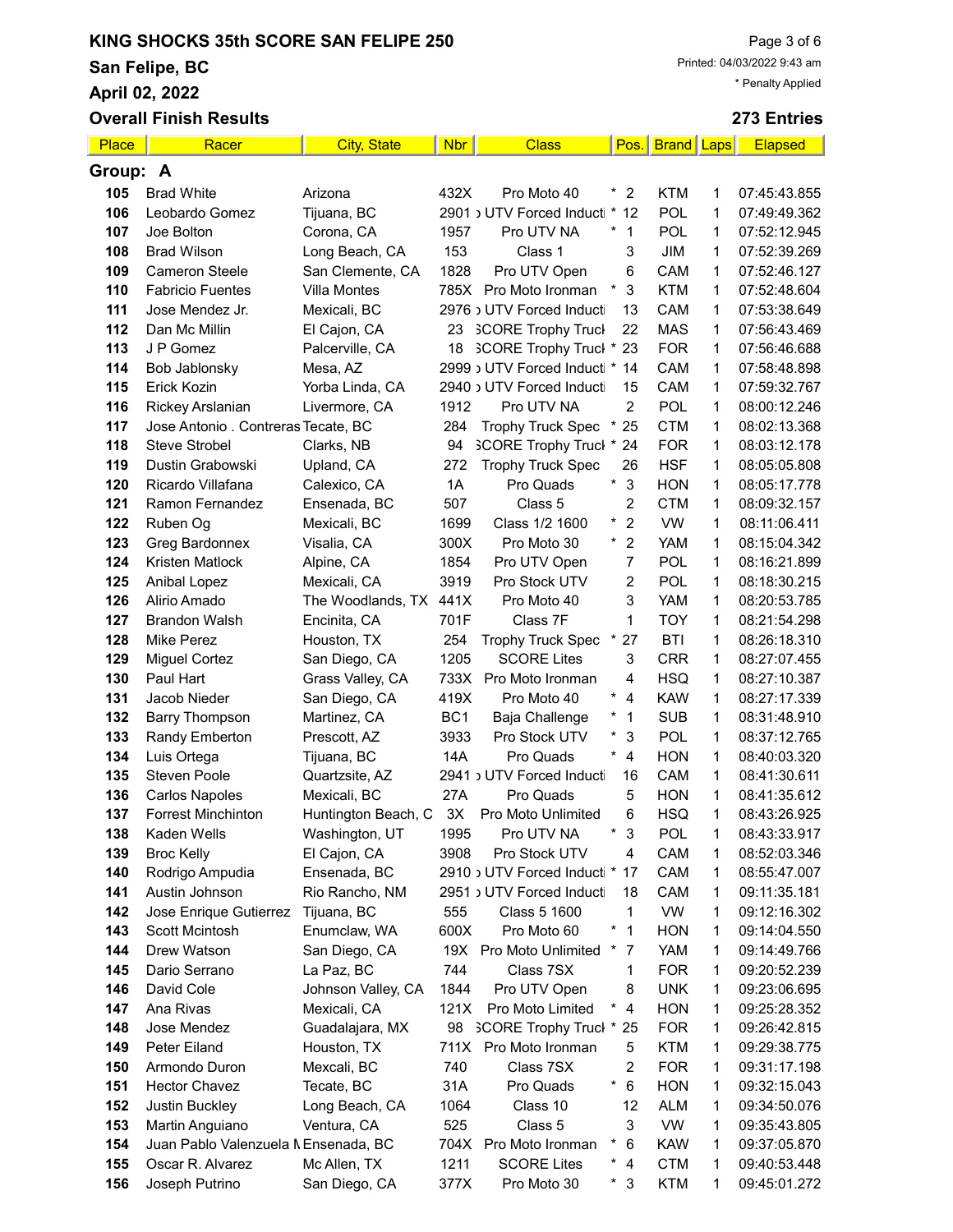# KING SHOCKS 35th SCORE SAN FELIPE 250

**San Felipe, BC**

**April 02, 2022**

**Overall Finish Results**

Printed: 04/03/2022 9:43 am

\* Penalty Applied

**273 Entries**

| Place | Racer | City, State | Nbr | Class | Pos. | Brand | Laps | Elapsed |
|---|---|---|---|---|---|---|---|---|
| **Group: A** | | | | | | | | |
| 105 | Brad White | Arizona | 432X | Pro Moto 40 | * 2 | KTM | 1 | 07:45:43.855 |
| 106 | Leobardo Gomez | Tijuana, BC | 2901 | UTV Forced Inducti | * 12 | POL | 1 | 07:49:49.362 |
| 107 | Joe Bolton | Corona, CA | 1957 | Pro UTV NA | * 1 | POL | 1 | 07:52:12.945 |
| 108 | Brad Wilson | Long Beach, CA | 153 | Class 1 | 3 | JIM | 1 | 07:52:39.269 |
| 109 | Cameron Steele | San Clemente, CA | 1828 | Pro UTV Open | 6 | CAM | 1 | 07:52:46.127 |
| 110 | Fabricio Fuentes | Villa Montes | 785X | Pro Moto Ironman | * 3 | KTM | 1 | 07:52:48.604 |
| 111 | Jose Mendez Jr. | Mexicali, BC | 2976 | UTV Forced Inducti | 13 | CAM | 1 | 07:53:38.649 |
| 112 | Dan Mc Millin | El Cajon, CA | 23 | SCORE Trophy Truck | 22 | MAS | 1 | 07:56:43.469 |
| 113 | J P Gomez | Palcerville, CA | 18 | SCORE Trophy Truck | * 23 | FOR | 1 | 07:56:46.688 |
| 114 | Bob Jablonsky | Mesa, AZ | 2999 | UTV Forced Inducti | * 14 | CAM | 1 | 07:58:48.898 |
| 115 | Erick Kozin | Yorba Linda, CA | 2940 | UTV Forced Inducti | 15 | CAM | 1 | 07:59:32.767 |
| 116 | Rickey Arslanian | Livermore, CA | 1912 | Pro UTV NA | 2 | POL | 1 | 08:00:12.246 |
| 117 | Jose Antonio . Contreras | Tecate, BC | 284 | Trophy Truck Spec | * 25 | CTM | 1 | 08:02:13.368 |
| 118 | Steve Strobel | Clarks, NB | 94 | SCORE Trophy Truck | * 24 | FOR | 1 | 08:03:12.178 |
| 119 | Dustin Grabowski | Upland, CA | 272 | Trophy Truck Spec | 26 | HSF | 1 | 08:05:05.808 |
| 120 | Ricardo Villafana | Calexico, CA | 1A | Pro Quads | * 3 | HON | 1 | 08:05:17.778 |
| 121 | Ramon Fernandez | Ensenada, BC | 507 | Class 5 | 2 | CTM | 1 | 08:09:32.157 |
| 122 | Ruben Og | Mexicali, BC | 1699 | Class 1/2 1600 | * 2 | VW | 1 | 08:11:06.411 |
| 123 | Greg Bardonnex | Visalia, CA | 300X | Pro Moto 30 | * 2 | YAM | 1 | 08:15:04.342 |
| 124 | Kristen Matlock | Alpine, CA | 1854 | Pro UTV Open | 7 | POL | 1 | 08:16:21.899 |
| 125 | Anibal Lopez | Mexicali, CA | 3919 | Pro Stock UTV | 2 | POL | 1 | 08:18:30.215 |
| 126 | Alirio Amado | The Woodlands, TX | 441X | Pro Moto 40 | 3 | YAM | 1 | 08:20:53.785 |
| 127 | Brandon Walsh | Encinita, CA | 701F | Class 7F | 1 | TOY | 1 | 08:21:54.298 |
| 128 | Mike Perez | Houston, TX | 254 | Trophy Truck Spec | * 27 | BTI | 1 | 08:26:18.310 |
| 129 | Miguel Cortez | San Diego, CA | 1205 | SCORE Lites | 3 | CRR | 1 | 08:27:07.455 |
| 130 | Paul Hart | Grass Valley, CA | 733X | Pro Moto Ironman | 4 | HSQ | 1 | 08:27:10.387 |
| 131 | Jacob Nieder | San Diego, CA | 419X | Pro Moto 40 | * 4 | KAW | 1 | 08:27:17.339 |
| 132 | Barry Thompson | Martinez, CA | BC1 | Baja Challenge | * 1 | SUB | 1 | 08:31:48.910 |
| 133 | Randy Emberton | Prescott, AZ | 3933 | Pro Stock UTV | * 3 | POL | 1 | 08:37:12.765 |
| 134 | Luis Ortega | Tijuana, BC | 14A | Pro Quads | * 4 | HON | 1 | 08:40:03.320 |
| 135 | Steven Poole | Quartzsite, AZ | 2941 | UTV Forced Inducti | 16 | CAM | 1 | 08:41:30.611 |
| 136 | Carlos Napoles | Mexicali, BC | 27A | Pro Quads | 5 | HON | 1 | 08:41:35.612 |
| 137 | Forrest Minchinton | Huntington Beach, C | 3X | Pro Moto Unlimited | 6 | HSQ | 1 | 08:43:26.925 |
| 138 | Kaden Wells | Washington, UT | 1995 | Pro UTV NA | * 3 | POL | 1 | 08:43:33.917 |
| 139 | Broc Kelly | El Cajon, CA | 3908 | Pro Stock UTV | 4 | CAM | 1 | 08:52:03.346 |
| 140 | Rodrigo Ampudia | Ensenada, BC | 2910 | UTV Forced Inducti | * 17 | CAM | 1 | 08:55:47.007 |
| 141 | Austin Johnson | Rio Rancho, NM | 2951 | UTV Forced Inducti | 18 | CAM | 1 | 09:11:35.181 |
| 142 | Jose Enrique Gutierrez | Tijuana, BC | 555 | Class 5 1600 | 1 | VW | 1 | 09:12:16.302 |
| 143 | Scott Mcintosh | Enumclaw, WA | 600X | Pro Moto 60 | * 1 | HON | 1 | 09:14:04.550 |
| 144 | Drew Watson | San Diego, CA | 19X | Pro Moto Unlimited | * 7 | YAM | 1 | 09:14:49.766 |
| 145 | Dario Serrano | La Paz, BC | 744 | Class 7SX | 1 | FOR | 1 | 09:20:52.239 |
| 146 | David Cole | Johnson Valley, CA | 1844 | Pro UTV Open | 8 | UNK | 1 | 09:23:06.695 |
| 147 | Ana Rivas | Mexicali, CA | 121X | Pro Moto Limited | * 4 | HON | 1 | 09:25:28.352 |
| 148 | Jose Mendez | Guadalajara, MX | 98 | SCORE Trophy Truck | * 25 | FOR | 1 | 09:26:42.815 |
| 149 | Peter Eiland | Houston, TX | 711X | Pro Moto Ironman | 5 | KTM | 1 | 09:29:38.775 |
| 150 | Armondo Duron | Mexcali, BC | 740 | Class 7SX | 2 | FOR | 1 | 09:31:17.198 |
| 151 | Hector Chavez | Tecate, BC | 31A | Pro Quads | * 6 | HON | 1 | 09:32:15.043 |
| 152 | Justin Buckley | Long Beach, CA | 1064 | Class 10 | 12 | ALM | 1 | 09:34:50.076 |
| 153 | Martin Anguiano | Ventura, CA | 525 | Class 5 | 3 | VW | 1 | 09:35:43.805 |
| 154 | Juan Pablo Valenzuela M | Ensenada, BC | 704X | Pro Moto Ironman | * 6 | KAW | 1 | 09:37:05.870 |
| 155 | Oscar R. Alvarez | Mc Allen, TX | 1211 | SCORE Lites | * 4 | CTM | 1 | 09:40:53.448 |
| 156 | Joseph Putrino | San Diego, CA | 377X | Pro Moto 30 | * 3 | KTM | 1 | 09:45:01.272 |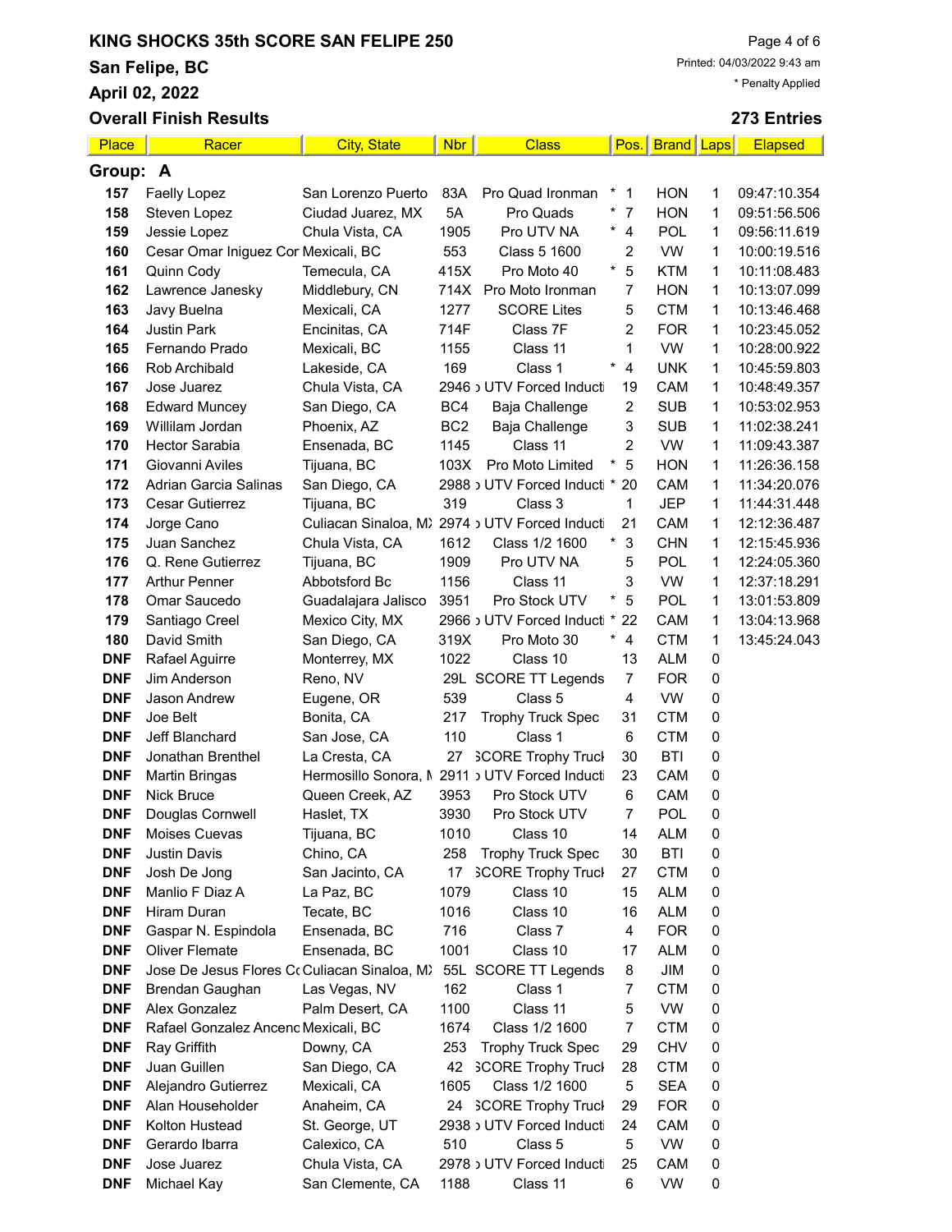# KING SHOCKS 35th SCORE SAN FELIPE 250

**San Felipe, BC**

**April 02, 2022**

**Overall Finish Results**

Printed: 04/03/2022 9:43 am

\* Penalty Applied

**273 Entries**

| Place | Racer | City, State | Nbr | Class | Pos. | Brand | Laps | Elapsed |
|---|---|---|---|---|---|---|---|---|
| **Group: A** | | | | | | | | |
| 157 | Faelly Lopez | San Lorenzo Puerto | 83A | Pro Quad Ironman | * 1 | HON | 1 | 09:47:10.354 |
| 158 | Steven Lopez | Ciudad Juarez, MX | 5A | Pro Quads | * 7 | HON | 1 | 09:51:56.506 |
| 159 | Jessie Lopez | Chula Vista, CA | 1905 | Pro UTV NA | * 4 | POL | 1 | 09:56:11.619 |
| 160 | Cesar Omar Iniguez Cor | Mexicali, BC | 553 | Class 5 1600 | 2 | VW | 1 | 10:00:19.516 |
| 161 | Quinn Cody | Temecula, CA | 415X | Pro Moto 40 | * 5 | KTM | 1 | 10:11:08.483 |
| 162 | Lawrence Janesky | Middlebury, CN | 714X | Pro Moto Ironman | 7 | HON | 1 | 10:13:07.099 |
| 163 | Javy Buelna | Mexicali, CA | 1277 | SCORE Lites | 5 | CTM | 1 | 10:13:46.468 |
| 164 | Justin Park | Encinitas, CA | 714F | Class 7F | 2 | FOR | 1 | 10:23:45.052 |
| 165 | Fernando Prado | Mexicali, BC | 1155 | Class 11 | 1 | VW | 1 | 10:28:00.922 |
| 166 | Rob Archibald | Lakeside, CA | 169 | Class 1 | * 4 | UNK | 1 | 10:45:59.803 |
| 167 | Jose Juarez | Chula Vista, CA | 2946 | UTV Forced Inducti | 19 | CAM | 1 | 10:48:49.357 |
| 168 | Edward Muncey | San Diego, CA | BC4 | Baja Challenge | 2 | SUB | 1 | 10:53:02.953 |
| 169 | Willilam Jordan | Phoenix, AZ | BC2 | Baja Challenge | 3 | SUB | 1 | 11:02:38.241 |
| 170 | Hector Sarabia | Ensenada, BC | 1145 | Class 11 | 2 | VW | 1 | 11:09:43.387 |
| 171 | Giovanni Aviles | Tijuana, BC | 103X | Pro Moto Limited | * 5 | HON | 1 | 11:26:36.158 |
| 172 | Adrian Garcia Salinas | San Diego, CA | 2988 | UTV Forced Inducti | * 20 | CAM | 1 | 11:34:20.076 |
| 173 | Cesar Gutierrez | Tijuana, BC | 319 | Class 3 | 1 | JEP | 1 | 11:44:31.448 |
| 174 | Jorge Cano | Culiacan Sinaloa, MX | 2974 | UTV Forced Inducti | 21 | CAM | 1 | 12:12:36.487 |
| 175 | Juan Sanchez | Chula Vista, CA | 1612 | Class 1/2 1600 | * 3 | CHN | 1 | 12:15:45.936 |
| 176 | Q. Rene Gutierrez | Tijuana, BC | 1909 | Pro UTV NA | 5 | POL | 1 | 12:24:05.360 |
| 177 | Arthur Penner | Abbotsford Bc | 1156 | Class 11 | 3 | VW | 1 | 12:37:18.291 |
| 178 | Omar Saucedo | Guadalajara Jalisco | 3951 | Pro Stock UTV | * 5 | POL | 1 | 13:01:53.809 |
| 179 | Santiago Creel | Mexico City, MX | 2966 | UTV Forced Inducti | * 22 | CAM | 1 | 13:04:13.968 |
| 180 | David Smith | San Diego, CA | 319X | Pro Moto 30 | * 4 | CTM | 1 | 13:45:24.043 |
| DNF | Rafael Aguirre | Monterrey, MX | 1022 | Class 10 | 13 | ALM | 0 | |
| DNF | Jim Anderson | Reno, NV | 29L | SCORE TT Legends | 7 | FOR | 0 | |
| DNF | Jason Andrew | Eugene, OR | 539 | Class 5 | 4 | VW | 0 | |
| DNF | Joe Belt | Bonita, CA | 217 | Trophy Truck Spec | 31 | CTM | 0 | |
| DNF | Jeff Blanchard | San Jose, CA | 110 | Class 1 | 6 | CTM | 0 | |
| DNF | Jonathan Brenthel | La Cresta, CA | 27 | SCORE Trophy Truck | 30 | BTI | 0 | |
| DNF | Martin Bringas | Hermosillo Sonora, M | 2911 | UTV Forced Inducti | 23 | CAM | 0 | |
| DNF | Nick Bruce | Queen Creek, AZ | 3953 | Pro Stock UTV | 6 | CAM | 0 | |
| DNF | Douglas Cornwell | Haslet, TX | 3930 | Pro Stock UTV | 7 | POL | 0 | |
| DNF | Moises Cuevas | Tijuana, BC | 1010 | Class 10 | 14 | ALM | 0 | |
| DNF | Justin Davis | Chino, CA | 258 | Trophy Truck Spec | 30 | BTI | 0 | |
| DNF | Josh De Jong | San Jacinto, CA | 17 | SCORE Trophy Truck | 27 | CTM | 0 | |
| DNF | Manlio F Diaz A | La Paz, BC | 1079 | Class 10 | 15 | ALM | 0 | |
| DNF | Hiram Duran | Tecate, BC | 1016 | Class 10 | 16 | ALM | 0 | |
| DNF | Gaspar N. Espindola | Ensenada, BC | 716 | Class 7 | 4 | FOR | 0 | |
| DNF | Oliver Flemate | Ensenada, BC | 1001 | Class 10 | 17 | ALM | 0 | |
| DNF | Jose De Jesus Flores C | Culiacan Sinaloa, MX | 55L | SCORE TT Legends | 8 | JIM | 0 | |
| DNF | Brendan Gaughan | Las Vegas, NV | 162 | Class 1 | 7 | CTM | 0 | |
| DNF | Alex Gonzalez | Palm Desert, CA | 1100 | Class 11 | 5 | VW | 0 | |
| DNF | Rafael Gonzalez Ancenc | Mexicali, BC | 1674 | Class 1/2 1600 | 7 | CTM | 0 | |
| DNF | Ray Griffith | Downy, CA | 253 | Trophy Truck Spec | 29 | CHV | 0 | |
| DNF | Juan Guillen | San Diego, CA | 42 | SCORE Trophy Truck | 28 | CTM | 0 | |
| DNF | Alejandro Gutierrez | Mexicali, CA | 1605 | Class 1/2 1600 | 5 | SEA | 0 | |
| DNF | Alan Householder | Anaheim, CA | 24 | SCORE Trophy Truck | 29 | FOR | 0 | |
| DNF | Kolton Hustead | St. George, UT | 2938 | UTV Forced Inducti | 24 | CAM | 0 | |
| DNF | Gerardo Ibarra | Calexico, CA | 510 | Class 5 | 5 | VW | 0 | |
| DNF | Jose Juarez | Chula Vista, CA | 2978 | UTV Forced Inducti | 25 | CAM | 0 | |
| DNF | Michael Kay | San Clemente, CA | 1188 | Class 11 | 6 | VW | 0 | |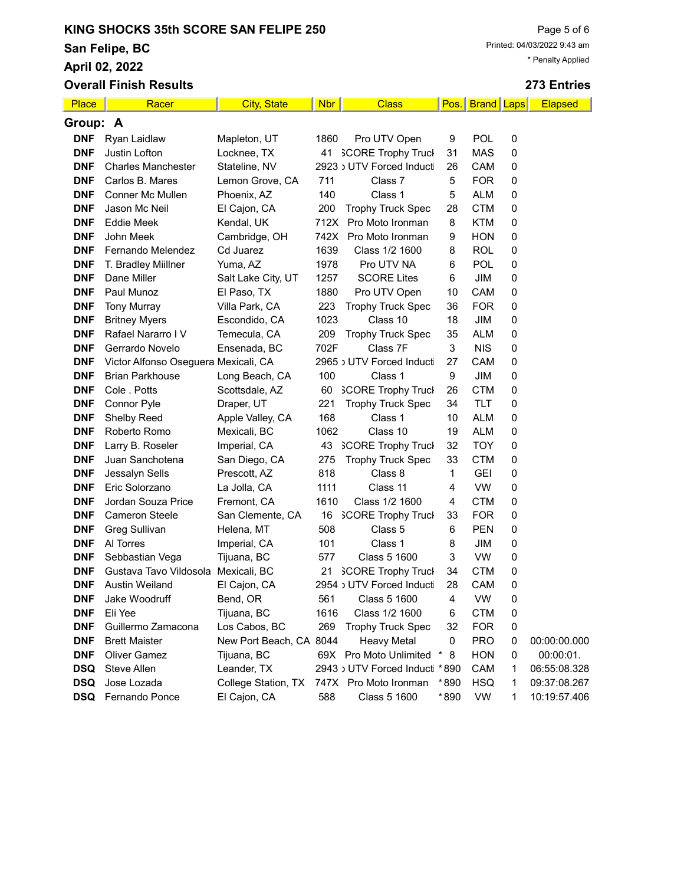# KING SHOCKS 35th SCORE SAN FELIPE 250

**San Felipe, BC**

**April 02, 2022**

**Overall Finish Results**

Printed: 04/03/2022 9:43 am

* Penalty Applied

**273 Entries**

| Place | Racer | City, State | Nbr | Class | Pos. | Brand | Laps | Elapsed |
|---|---|---|---|---|---|---|---|---|
| **Group: A** | | | | | | | | |
| **DNF** | Ryan Laidlaw | Mapleton, UT | 1860 | Pro UTV Open | 9 | POL | 0 | |
| **DNF** | Justin Lofton | Locknee, TX | 41 | SCORE Trophy Truck | 31 | MAS | 0 | |
| **DNF** | Charles Manchester | Stateline, NV | 2923 | UTV Forced Inducti | 26 | CAM | 0 | |
| **DNF** | Carlos B. Mares | Lemon Grove, CA | 711 | Class 7 | 5 | FOR | 0 | |
| **DNF** | Conner Mc Mullen | Phoenix, AZ | 140 | Class 1 | 5 | ALM | 0 | |
| **DNF** | Jason Mc Neil | El Cajon, CA | 200 | Trophy Truck Spec | 28 | CTM | 0 | |
| **DNF** | Eddie Meek | Kendal, UK | 712X | Pro Moto Ironman | 8 | KTM | 0 | |
| **DNF** | John Meek | Cambridge, OH | 742X | Pro Moto Ironman | 9 | HON | 0 | |
| **DNF** | Fernando Melendez | Cd Juarez | 1639 | Class 1/2 1600 | 8 | ROL | 0 | |
| **DNF** | T. Bradley Miillner | Yuma, AZ | 1978 | Pro UTV NA | 6 | POL | 0 | |
| **DNF** | Dane Miller | Salt Lake City, UT | 1257 | SCORE Lites | 6 | JIM | 0 | |
| **DNF** | Paul Munoz | El Paso, TX | 1880 | Pro UTV Open | 10 | CAM | 0 | |
| **DNF** | Tony Murray | Villa Park, CA | 223 | Trophy Truck Spec | 36 | FOR | 0 | |
| **DNF** | Britney Myers | Escondido, CA | 1023 | Class 10 | 18 | JIM | 0 | |
| **DNF** | Rafael Nararro I V | Temecula, CA | 209 | Trophy Truck Spec | 35 | ALM | 0 | |
| **DNF** | Gerrardo Novelo | Ensenada, BC | 702F | Class 7F | 3 | NIS | 0 | |
| **DNF** | Victor Alfonso Oseguera | Mexicali, CA | 2965 | UTV Forced Inducti | 27 | CAM | 0 | |
| **DNF** | Brian Parkhouse | Long Beach, CA | 100 | Class 1 | 9 | JIM | 0 | |
| **DNF** | Cole . Potts | Scottsdale, AZ | 60 | SCORE Trophy Truck | 26 | CTM | 0 | |
| **DNF** | Connor Pyle | Draper, UT | 221 | Trophy Truck Spec | 34 | TLT | 0 | |
| **DNF** | Shelby Reed | Apple Valley, CA | 168 | Class 1 | 10 | ALM | 0 | |
| **DNF** | Roberto Romo | Mexicali, BC | 1062 | Class 10 | 19 | ALM | 0 | |
| **DNF** | Larry B. Roseler | Imperial, CA | 43 | SCORE Trophy Truck | 32 | TOY | 0 | |
| **DNF** | Juan Sanchotena | San Diego, CA | 275 | Trophy Truck Spec | 33 | CTM | 0 | |
| **DNF** | Jessalyn Sells | Prescott, AZ | 818 | Class 8 | 1 | GEI | 0 | |
| **DNF** | Eric Solorzano | La Jolla, CA | 1111 | Class 11 | 4 | VW | 0 | |
| **DNF** | Jordan Souza Price | Fremont, CA | 1610 | Class 1/2 1600 | 4 | CTM | 0 | |
| **DNF** | Cameron Steele | San Clemente, CA | 16 | SCORE Trophy Truck | 33 | FOR | 0 | |
| **DNF** | Greg Sullivan | Helena, MT | 508 | Class 5 | 6 | PEN | 0 | |
| **DNF** | Al Torres | Imperial, CA | 101 | Class 1 | 8 | JIM | 0 | |
| **DNF** | Sebbastian Vega | Tijuana, BC | 577 | Class 5 1600 | 3 | VW | 0 | |
| **DNF** | Gustava Tavo Vildosola | Mexicali, BC | 21 | SCORE Trophy Truck | 34 | CTM | 0 | |
| **DNF** | Austin Weiland | El Cajon, CA | 2954 | UTV Forced Inducti | 28 | CAM | 0 | |
| **DNF** | Jake Woodruff | Bend, OR | 561 | Class 5 1600 | 4 | VW | 0 | |
| **DNF** | Eli Yee | Tijuana, BC | 1616 | Class 1/2 1600 | 6 | CTM | 0 | |
| **DNF** | Guillermo Zamacona | Los Cabos, BC | 269 | Trophy Truck Spec | 32 | FOR | 0 | |
| **DNF** | Brett Maister | New Port Beach, CA | 8044 | Heavy Metal | 0 | PRO | 0 | 00:00:00.000 |
| **DNF** | Oliver Gamez | Tijuana, BC | 69X | Pro Moto Unlimited | * 8 | HON | 0 | 00:00:01. |
| **DSQ** | Steve Allen | Leander, TX | 2943 | UTV Forced Inducti | *890 | CAM | 1 | 06:55:08.328 |
| **DSQ** | Jose Lozada | College Station, TX | 747X | Pro Moto Ironman | *890 | HSQ | 1 | 09:37:08.267 |
| **DSQ** | Fernando Ponce | El Cajon, CA | 588 | Class 5 1600 | *890 | VW | 1 | 10:19:57.406 |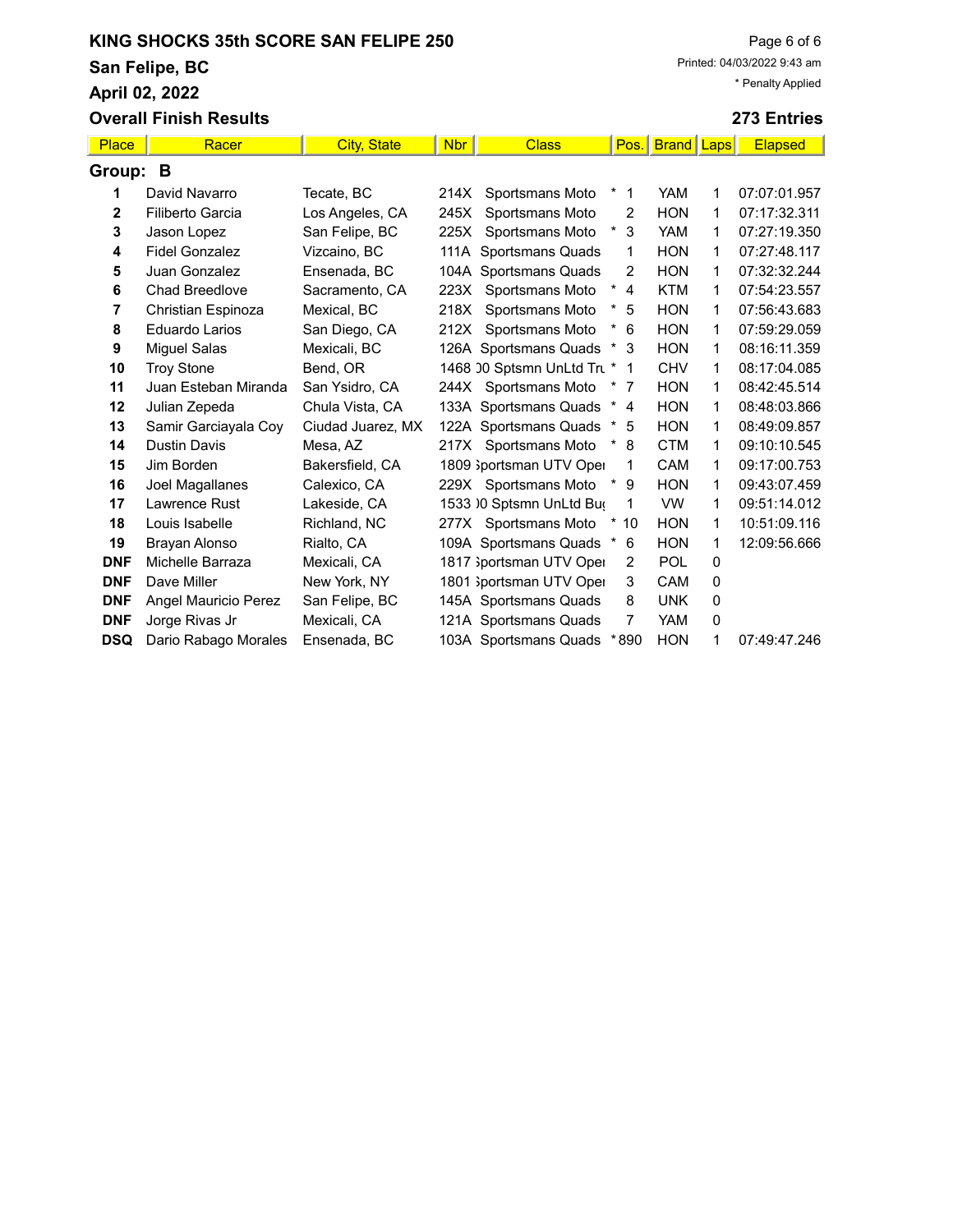# KING SHOCKS 35th SCORE SAN FELIPE 250

**San Felipe, BC**

**April 02, 2022**

**Overall Finish Results**

Printed: 04/03/2022 9:43 am

\* Penalty Applied

**273 Entries**

| Place | Racer | City, State | Nbr | Class | Pos. | Brand | Laps | Elapsed |
|---|---|---|---|---|---|---|---|---|
| **Group: B** | | | | | | | | |
| 1 | David Navarro | Tecate, BC | 214X | Sportsmans Moto | * 1 | YAM | 1 | 07:07:01.957 |
| 2 | Filiberto Garcia | Los Angeles, CA | 245X | Sportsmans Moto | 2 | HON | 1 | 07:17:32.311 |
| 3 | Jason Lopez | San Felipe, BC | 225X | Sportsmans Moto | * 3 | YAM | 1 | 07:27:19.350 |
| 4 | Fidel Gonzalez | Vizcaino, BC | 111A | Sportsmans Quads | 1 | HON | 1 | 07:27:48.117 |
| 5 | Juan Gonzalez | Ensenada, BC | 104A | Sportsmans Quads | 2 | HON | 1 | 07:32:32.244 |
| 6 | Chad Breedlove | Sacramento, CA | 223X | Sportsmans Moto | * 4 | KTM | 1 | 07:54:23.557 |
| 7 | Christian Espinoza | Mexical, BC | 218X | Sportsmans Moto | * 5 | HON | 1 | 07:56:43.683 |
| 8 | Eduardo Larios | San Diego, CA | 212X | Sportsmans Moto | * 6 | HON | 1 | 07:59:29.059 |
| 9 | Miguel Salas | Mexicali, BC | 126A | Sportsmans Quads | * 3 | HON | 1 | 08:16:11.359 |
| 10 | Troy Stone | Bend, OR | 1468 | )0 Sptsmn UnLtd Tru | * 1 | CHV | 1 | 08:17:04.085 |
| 11 | Juan Esteban Miranda | San Ysidro, CA | 244X | Sportsmans Moto | * 7 | HON | 1 | 08:42:45.514 |
| 12 | Julian Zepeda | Chula Vista, CA | 133A | Sportsmans Quads | * 4 | HON | 1 | 08:48:03.866 |
| 13 | Samir Garciayala Coy | Ciudad Juarez, MX | 122A | Sportsmans Quads | * 5 | HON | 1 | 08:49:09.857 |
| 14 | Dustin Davis | Mesa, AZ | 217X | Sportsmans Moto | * 8 | CTM | 1 | 09:10:10.545 |
| 15 | Jim Borden | Bakersfield, CA | 1809 | ;portsman UTV Oper | 1 | CAM | 1 | 09:17:00.753 |
| 16 | Joel Magallanes | Calexico, CA | 229X | Sportsmans Moto | * 9 | HON | 1 | 09:43:07.459 |
| 17 | Lawrence Rust | Lakeside, CA | 1533 | )0 Sptsmn UnLtd Bu | 1 | VW | 1 | 09:51:14.012 |
| 18 | Louis Isabelle | Richland, NC | 277X | Sportsmans Moto | * 10 | HON | 1 | 10:51:09.116 |
| 19 | Brayan Alonso | Rialto, CA | 109A | Sportsmans Quads | * 6 | HON | 1 | 12:09:56.666 |
| DNF | Michelle Barraza | Mexicali, CA | 1817 | ;portsman UTV Oper | 2 | POL | 0 | |
| DNF | Dave Miller | New York, NY | 1801 | ;portsman UTV Oper | 3 | CAM | 0 | |
| DNF | Angel Mauricio Perez | San Felipe, BC | 145A | Sportsmans Quads | 8 | UNK | 0 | |
| DNF | Jorge Rivas Jr | Mexicali, CA | 121A | Sportsmans Quads | 7 | YAM | 0 | |
| DSQ | Dario Rabago Morales | Ensenada, BC | 103A | Sportsmans Quads | * 890 | HON | 1 | 07:49:47.246 |